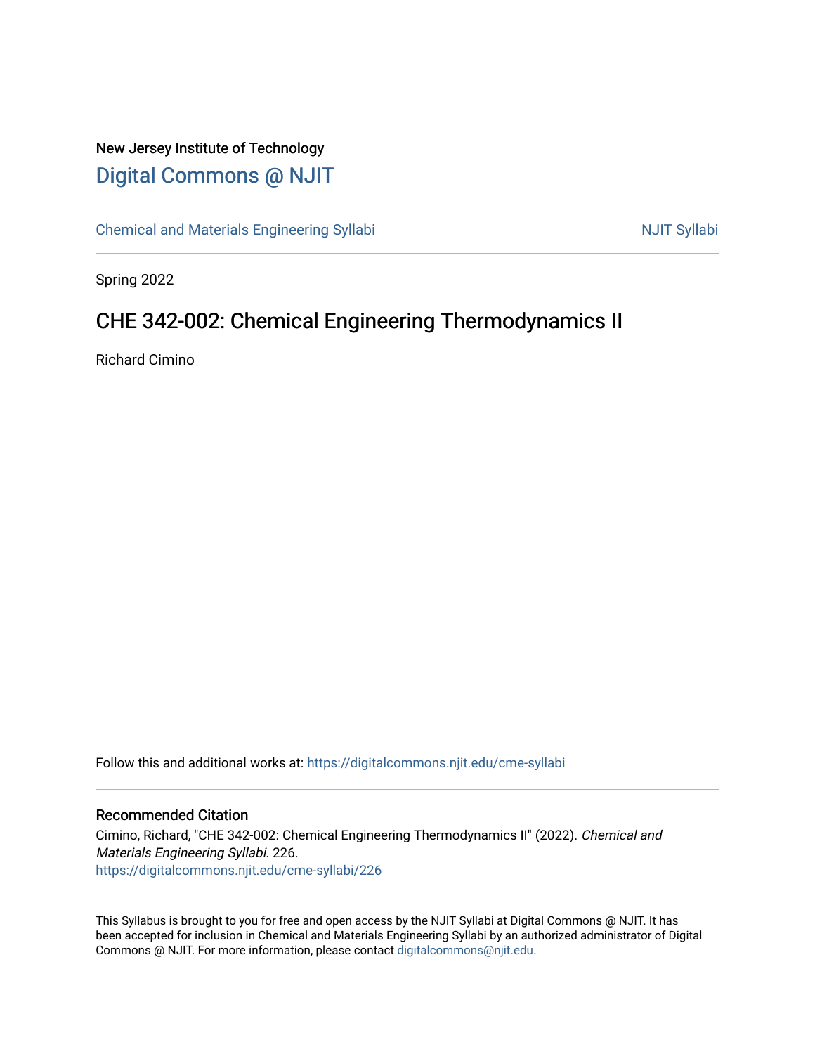New Jersey Institute of Technology

# Digital Commons @ NJIT

Chemical and Materials Engineering Syllabi

NJIT Syllabi

Spring 2022

## CHE 342-002: Chemical Engineering Thermodynamics II

Richard Cimino

Follow this and additional works at: https://digitalcommons.njit.edu/cme-syllabi

### Recommended Citation

Cimino, Richard, "CHE 342-002: Chemical Engineering Thermodynamics II" (2022). *Chemical and Materials Engineering Syllabi*. 226.
https://digitalcommons.njit.edu/cme-syllabi/226

This Syllabus is brought to you for free and open access by the NJIT Syllabi at Digital Commons @ NJIT. It has been accepted for inclusion in Chemical and Materials Engineering Syllabi by an authorized administrator of Digital Commons @ NJIT. For more information, please contact digitalcommons@njit.edu.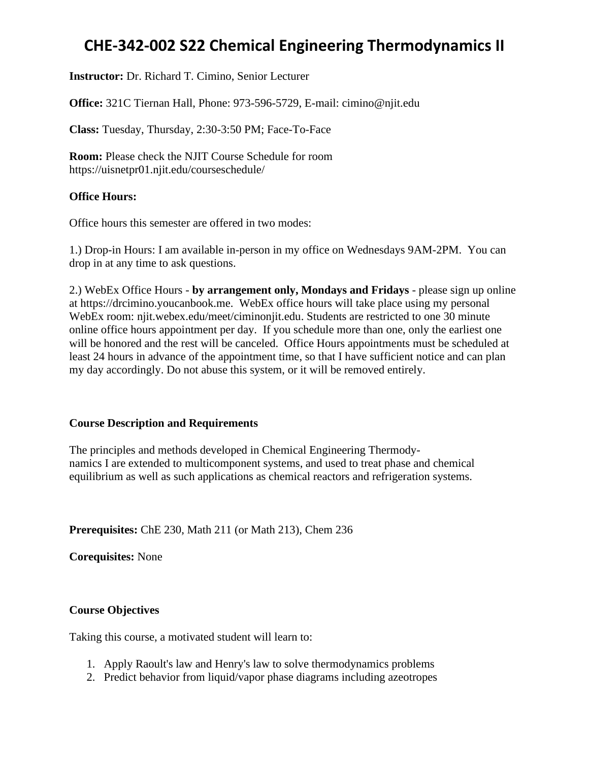# CHE-342-002 S22 Chemical Engineering Thermodynamics II

**Instructor:** Dr. Richard T. Cimino, Senior Lecturer

**Office:** 321C Tiernan Hall, Phone: 973-596-5729, E-mail: cimino@njit.edu

**Class:** Tuesday, Thursday, 2:30-3:50 PM; Face-To-Face

**Room:** Please check the NJIT Course Schedule for room https://uisnetpr01.njit.edu/courseschedule/

**Office Hours:**

Office hours this semester are offered in two modes:

1.) Drop-in Hours: I am available in-person in my office on Wednesdays 9AM-2PM. You can drop in at any time to ask questions.

2.) WebEx Office Hours - **by arrangement only, Mondays and Fridays** - please sign up online at https://drcimino.youcanbook.me. WebEx office hours will take place using my personal WebEx room: njit.webex.edu/meet/ciminonjit.edu. Students are restricted to one 30 minute online office hours appointment per day. If you schedule more than one, only the earliest one will be honored and the rest will be canceled. Office Hours appointments must be scheduled at least 24 hours in advance of the appointment time, so that I have sufficient notice and can plan my day accordingly. Do not abuse this system, or it will be removed entirely.

**Course Description and Requirements**

The principles and methods developed in Chemical Engineering Thermodynamics I are extended to multicomponent systems, and used to treat phase and chemical equilibrium as well as such applications as chemical reactors and refrigeration systems.

**Prerequisites:** ChE 230, Math 211 (or Math 213), Chem 236

**Corequisites:** None

**Course Objectives**

Taking this course, a motivated student will learn to:

1. Apply Raoult's law and Henry's law to solve thermodynamics problems
2. Predict behavior from liquid/vapor phase diagrams including azeotropes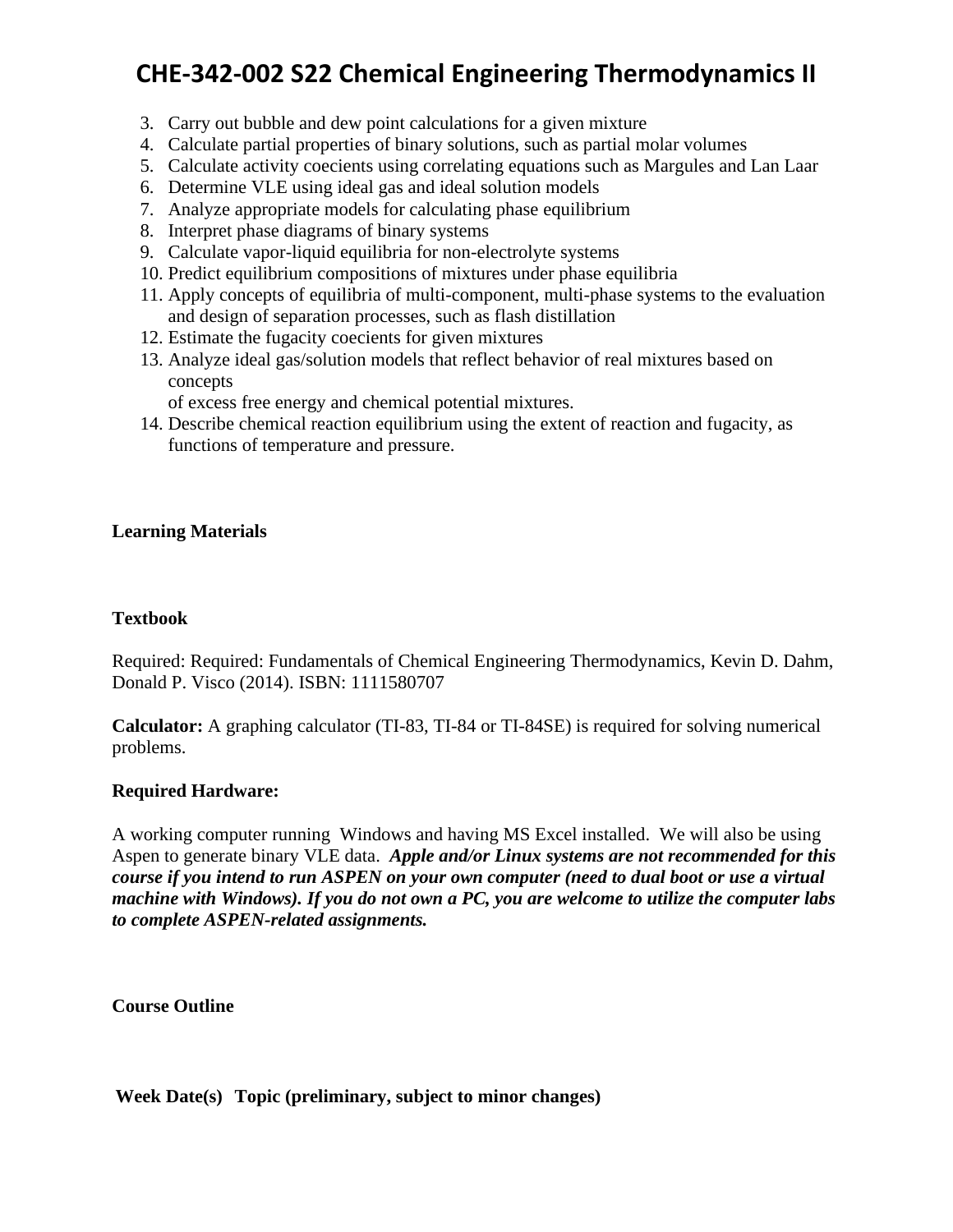3. Carry out bubble and dew point calculations for a given mixture
4. Calculate partial properties of binary solutions, such as partial molar volumes
5. Calculate activity coecients using correlating equations such as Margules and Lan Laar
6. Determine VLE using ideal gas and ideal solution models
7. Analyze appropriate models for calculating phase equilibrium
8. Interpret phase diagrams of binary systems
9. Calculate vapor-liquid equilibria for non-electrolyte systems
10. Predict equilibrium compositions of mixtures under phase equilibria
11. Apply concepts of equilibria of multi-component, multi-phase systems to the evaluation and design of separation processes, such as flash distillation
12. Estimate the fugacity coecients for given mixtures
13. Analyze ideal gas/solution models that reflect behavior of real mixtures based on concepts
    of excess free energy and chemical potential mixtures.
14. Describe chemical reaction equilibrium using the extent of reaction and fugacity, as functions of temperature and pressure.

**Learning Materials**

**Textbook**

Required: Required: Fundamentals of Chemical Engineering Thermodynamics, Kevin D. Dahm, Donald P. Visco (2014). ISBN: 1111580707

**Calculator:** A graphing calculator (TI-83, TI-84 or TI-84SE) is required for solving numerical problems.

**Required Hardware:**

A working computer running Windows and having MS Excel installed. We will also be using Aspen to generate binary VLE data. ***Apple and/or Linux systems are not recommended for this course if you intend to run ASPEN on your own computer (need to dual boot or use a virtual machine with Windows). If you do not own a PC, you are welcome to utilize the computer labs to complete ASPEN-related assignments.***

**Course Outline**

**Week Date(s) Topic (preliminary, subject to minor changes)**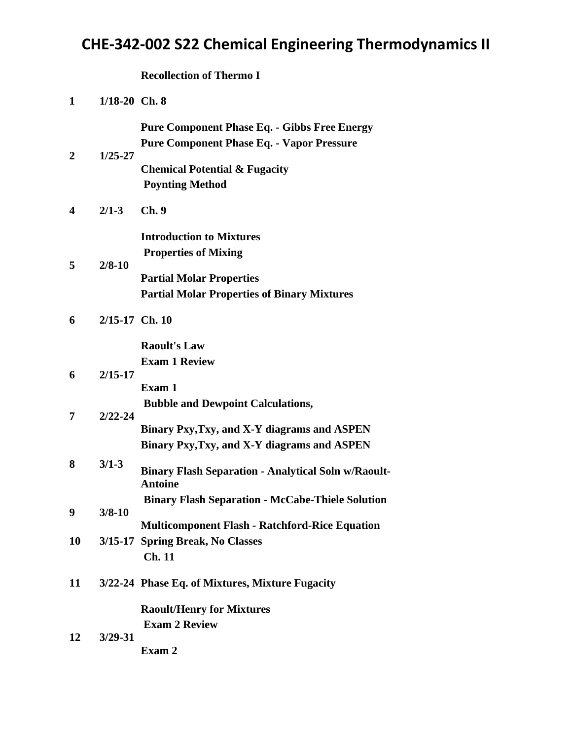# CHE-342-002 S22 Chemical Engineering Thermodynamics II

| Week | Dates | Topic |
|---|---|---|
| | | **Recollection of Thermo I** |
| **1** | **1/18-20** | **Ch. 8** |
| | | **Pure Component Phase Eq. - Gibbs Free Energy** |
| **2** | **1/25-27** | **Pure Component Phase Eq. - Vapor Pressure** |
| | | **Chemical Potential & Fugacity** |
| | | **Poynting Method** |
| **4** | **2/1-3** | **Ch. 9** |
| | | **Introduction to Mixtures** |
| **5** | **2/8-10** | **Properties of Mixing** |
| | | **Partial Molar Properties** |
| | | **Partial Molar Properties of Binary Mixtures** |
| **6** | **2/15-17** | **Ch. 10** |
| | | **Raoult's Law** |
| **6** | **2/15-17** | **Exam 1 Review** |
| | | **Exam 1** |
| **7** | **2/22-24** | **Bubble and Dewpoint Calculations,** |
| | | **Binary Pxy,Txy, and X-Y diagrams and ASPEN** |
| | | **Binary Pxy,Txy, and X-Y diagrams and ASPEN** |
| **8** | **3/1-3** | **Binary Flash Separation - Analytical Soln w/Raoult-Antoine** |
| **9** | **3/8-10** | **Binary Flash Separation - McCabe-Thiele Solution** |
| | | **Multicomponent Flash - Ratchford-Rice Equation** |
| **10** | **3/15-17** | **Spring Break, No Classes** |
| | | **Ch. 11** |
| **11** | **3/22-24** | **Phase Eq. of Mixtures, Mixture Fugacity** |
| | | **Raoult/Henry for Mixtures** |
| **12** | **3/29-31** | **Exam 2 Review** |
| | | **Exam 2** |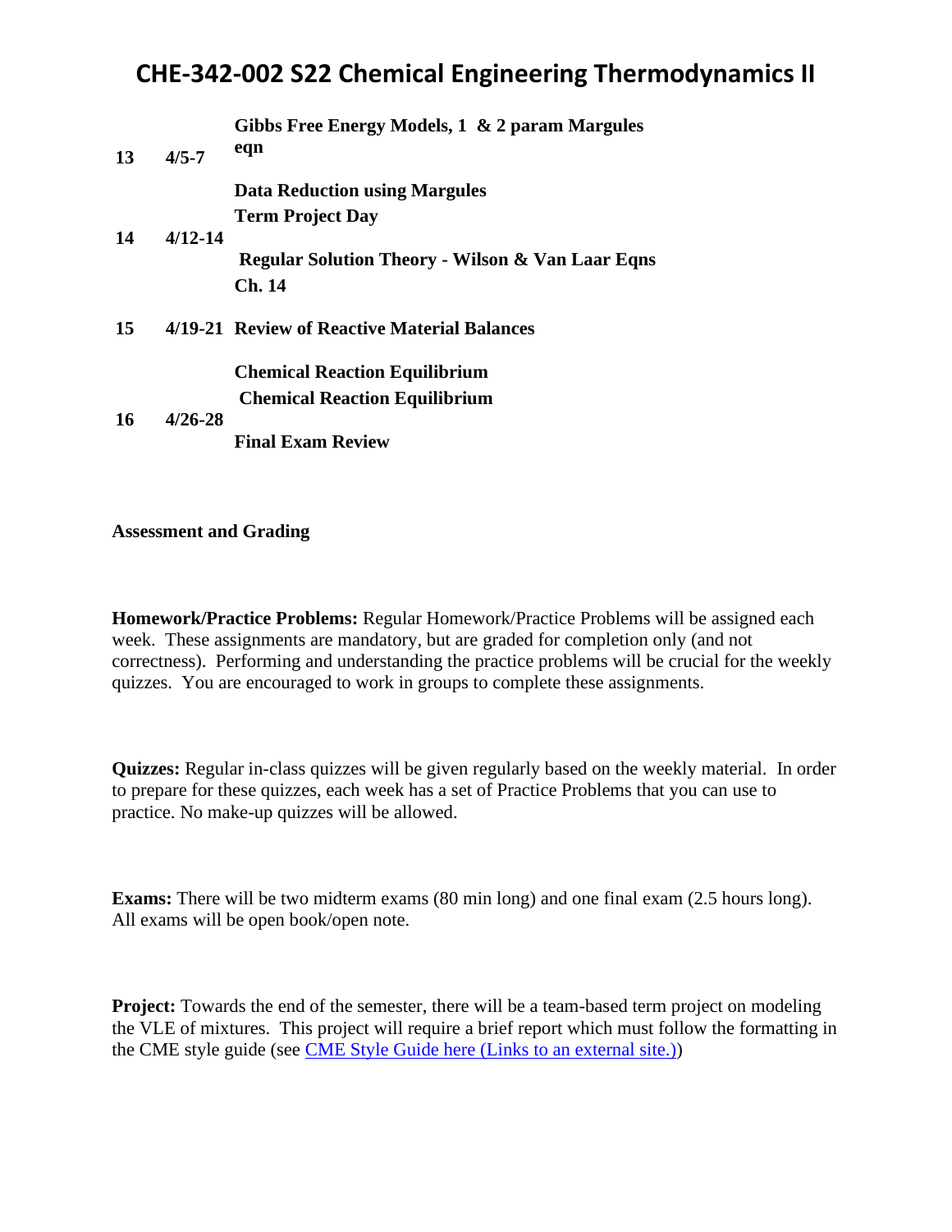# CHE-342-002 S22 Chemical Engineering Thermodynamics II

| | | |
|---|---|---|
| 13 | 4/5-7 | **Gibbs Free Energy Models, 1 & 2 param Margules eqn** |
| | | **Data Reduction using Margules** |
| 14 | 4/12-14 | **Term Project Day** |
| | | **Regular Solution Theory - Wilson & Van Laar Eqns Ch. 14** |
| 15 | 4/19-21 | **Review of Reactive Material Balances** |
| | | **Chemical Reaction Equilibrium** |
| 16 | 4/26-28 | **Chemical Reaction Equilibrium** |
| | | **Final Exam Review** |

**Assessment and Grading**

**Homework/Practice Problems:** Regular Homework/Practice Problems will be assigned each week. These assignments are mandatory, but are graded for completion only (and not correctness). Performing and understanding the practice problems will be crucial for the weekly quizzes. You are encouraged to work in groups to complete these assignments.

**Quizzes:** Regular in-class quizzes will be given regularly based on the weekly material. In order to prepare for these quizzes, each week has a set of Practice Problems that you can use to practice. No make-up quizzes will be allowed.

**Exams:** There will be two midterm exams (80 min long) and one final exam (2.5 hours long). All exams will be open book/open note.

**Project:** Towards the end of the semester, there will be a team-based term project on modeling the VLE of mixtures. This project will require a brief report which must follow the formatting in the CME style guide (see CME Style Guide here (Links to an external site.))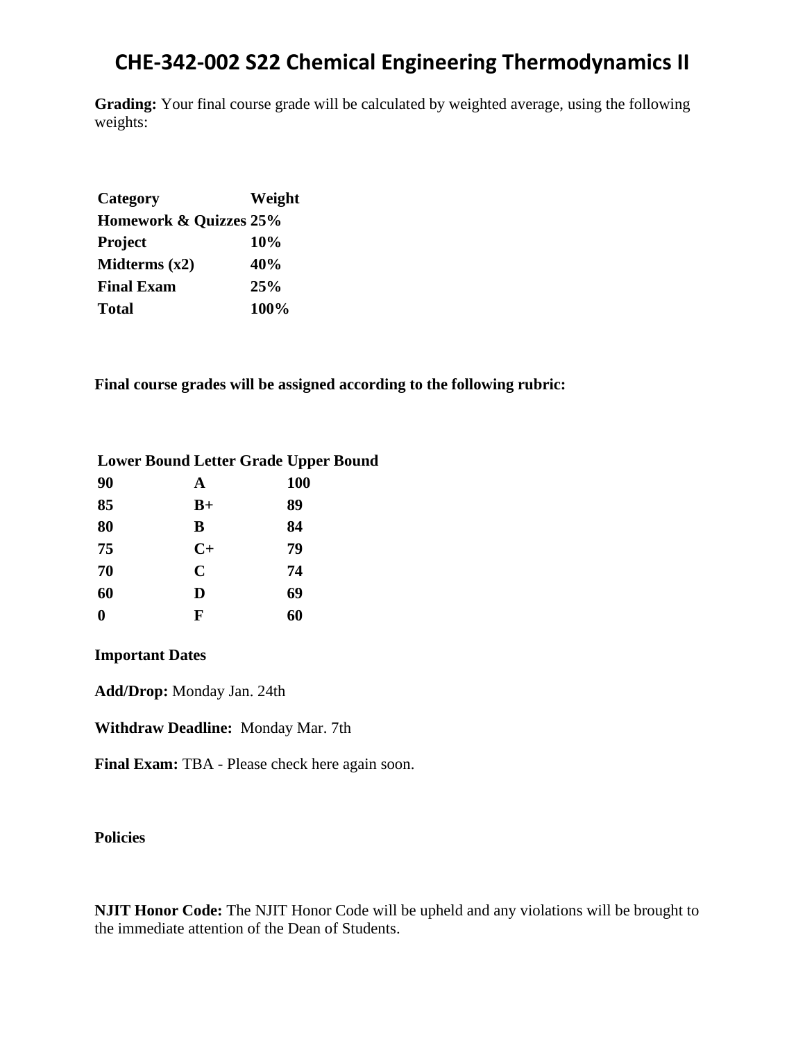# CHE-342-002 S22 Chemical Engineering Thermodynamics II

**Grading:** Your final course grade will be calculated by weighted average, using the following weights:

| Category | Weight |
|---|---|
| **Homework & Quizzes** | **25%** |
| **Project** | **10%** |
| **Midterms (x2)** | **40%** |
| **Final Exam** | **25%** |
| **Total** | **100%** |

**Final course grades will be assigned according to the following rubric:**

| Lower Bound | Letter Grade | Upper Bound |
|---|---|---|
| **90** | **A** | **100** |
| **85** | **B+** | **89** |
| **80** | **B** | **84** |
| **75** | **C+** | **79** |
| **70** | **C** | **74** |
| **60** | **D** | **69** |
| **0** | **F** | **60** |

**Important Dates**

**Add/Drop:** Monday Jan. 24th

**Withdraw Deadline:** Monday Mar. 7th

**Final Exam:** TBA - Please check here again soon.

**Policies**

**NJIT Honor Code:** The NJIT Honor Code will be upheld and any violations will be brought to the immediate attention of the Dean of Students.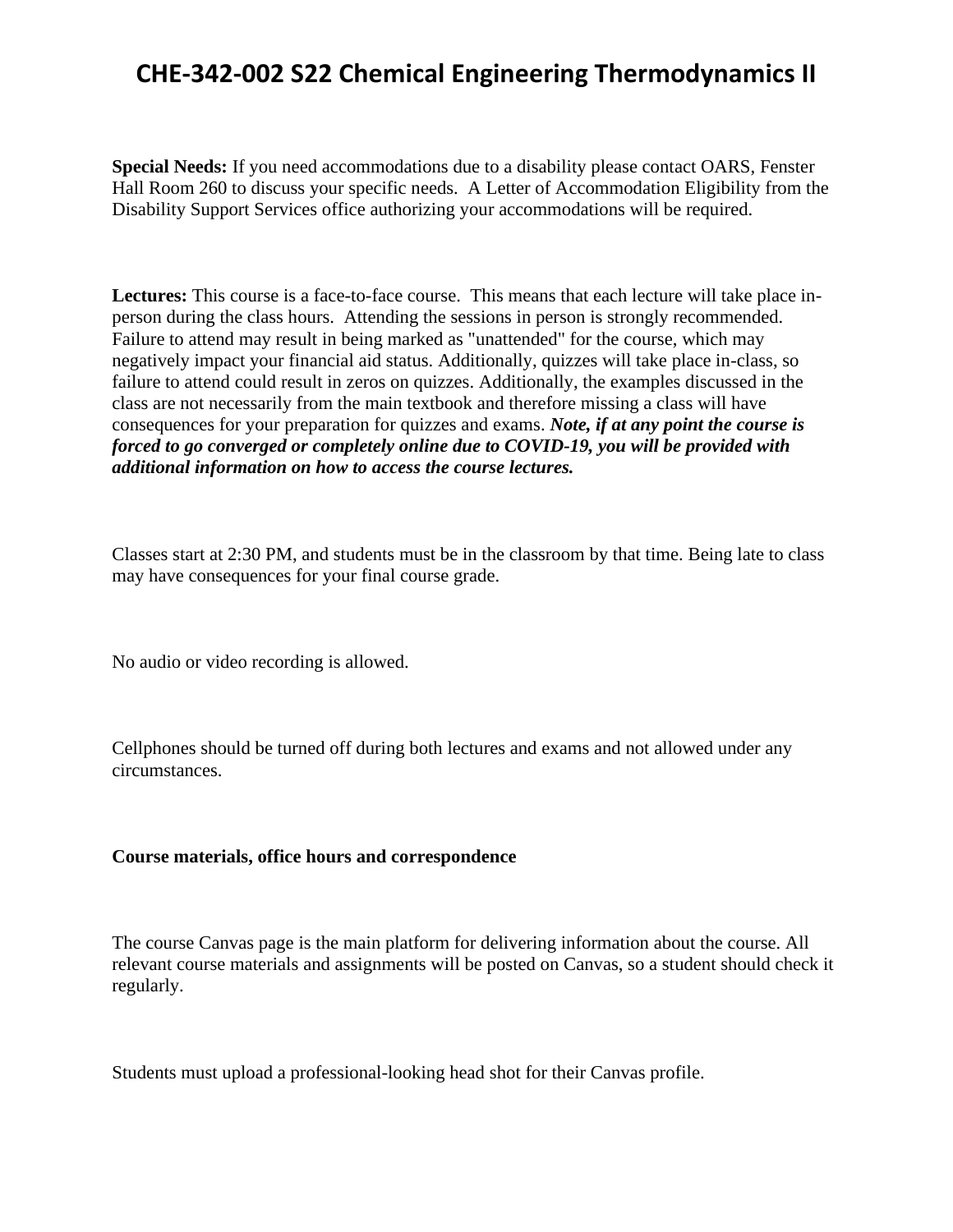# CHE-342-002 S22 Chemical Engineering Thermodynamics II

**Special Needs:** If you need accommodations due to a disability please contact OARS, Fenster Hall Room 260 to discuss your specific needs. A Letter of Accommodation Eligibility from the Disability Support Services office authorizing your accommodations will be required.

**Lectures:** This course is a face-to-face course. This means that each lecture will take place in-person during the class hours. Attending the sessions in person is strongly recommended. Failure to attend may result in being marked as "unattended" for the course, which may negatively impact your financial aid status. Additionally, quizzes will take place in-class, so failure to attend could result in zeros on quizzes. Additionally, the examples discussed in the class are not necessarily from the main textbook and therefore missing a class will have consequences for your preparation for quizzes and exams. ***Note, if at any point the course is forced to go converged or completely online due to COVID-19, you will be provided with additional information on how to access the course lectures.***

Classes start at 2:30 PM, and students must be in the classroom by that time. Being late to class may have consequences for your final course grade.

No audio or video recording is allowed.

Cellphones should be turned off during both lectures and exams and not allowed under any circumstances.

**Course materials, office hours and correspondence**

The course Canvas page is the main platform for delivering information about the course. All relevant course materials and assignments will be posted on Canvas, so a student should check it regularly.

Students must upload a professional-looking head shot for their Canvas profile.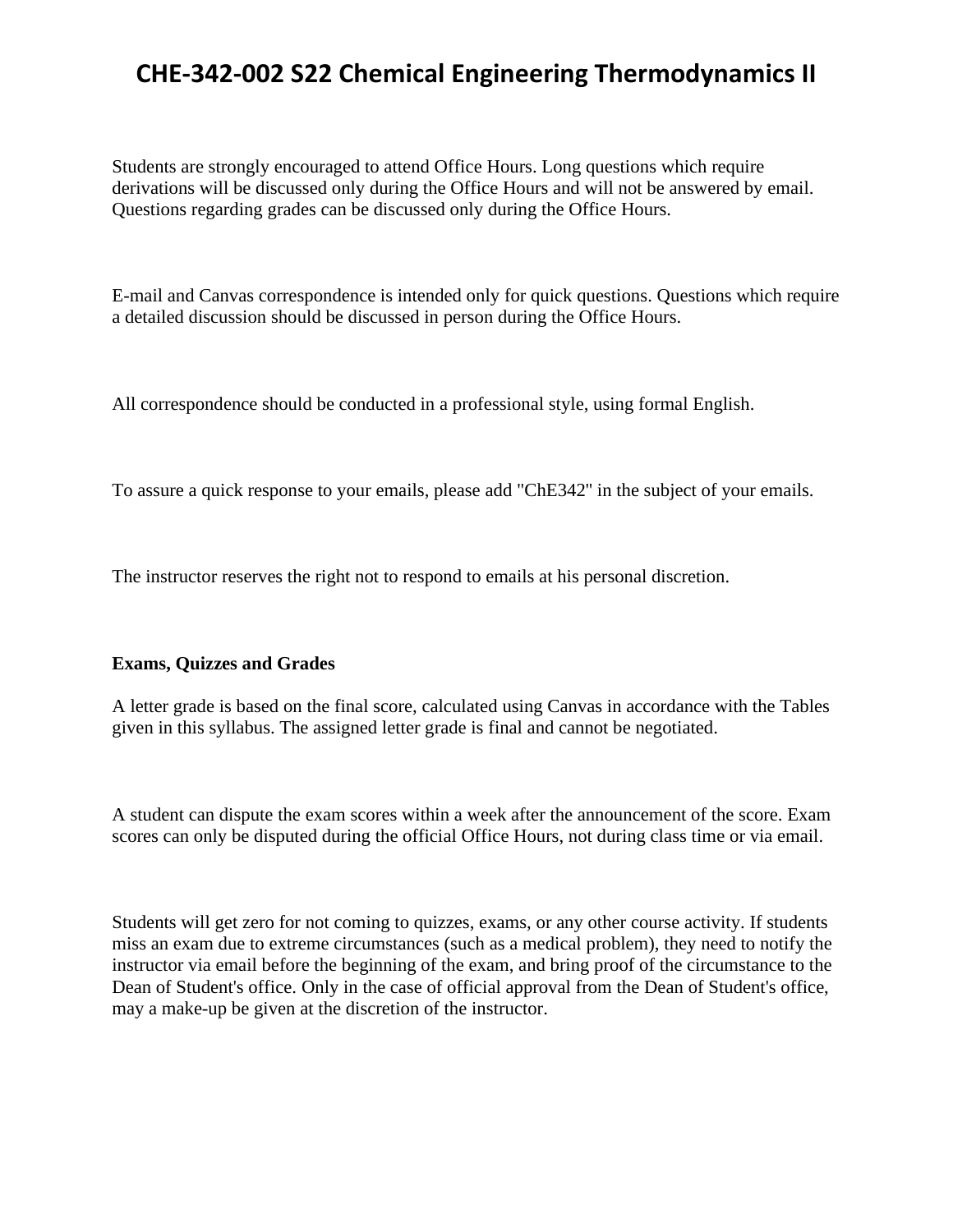# CHE-342-002 S22 Chemical Engineering Thermodynamics II

Students are strongly encouraged to attend Office Hours. Long questions which require derivations will be discussed only during the Office Hours and will not be answered by email. Questions regarding grades can be discussed only during the Office Hours.

E-mail and Canvas correspondence is intended only for quick questions. Questions which require a detailed discussion should be discussed in person during the Office Hours.

All correspondence should be conducted in a professional style, using formal English.

To assure a quick response to your emails, please add "ChE342" in the subject of your emails.

The instructor reserves the right not to respond to emails at his personal discretion.

**Exams, Quizzes and Grades**

A letter grade is based on the final score, calculated using Canvas in accordance with the Tables given in this syllabus. The assigned letter grade is final and cannot be negotiated.

A student can dispute the exam scores within a week after the announcement of the score. Exam scores can only be disputed during the official Office Hours, not during class time or via email.

Students will get zero for not coming to quizzes, exams, or any other course activity. If students miss an exam due to extreme circumstances (such as a medical problem), they need to notify the instructor via email before the beginning of the exam, and bring proof of the circumstance to the Dean of Student's office. Only in the case of official approval from the Dean of Student's office, may a make-up be given at the discretion of the instructor.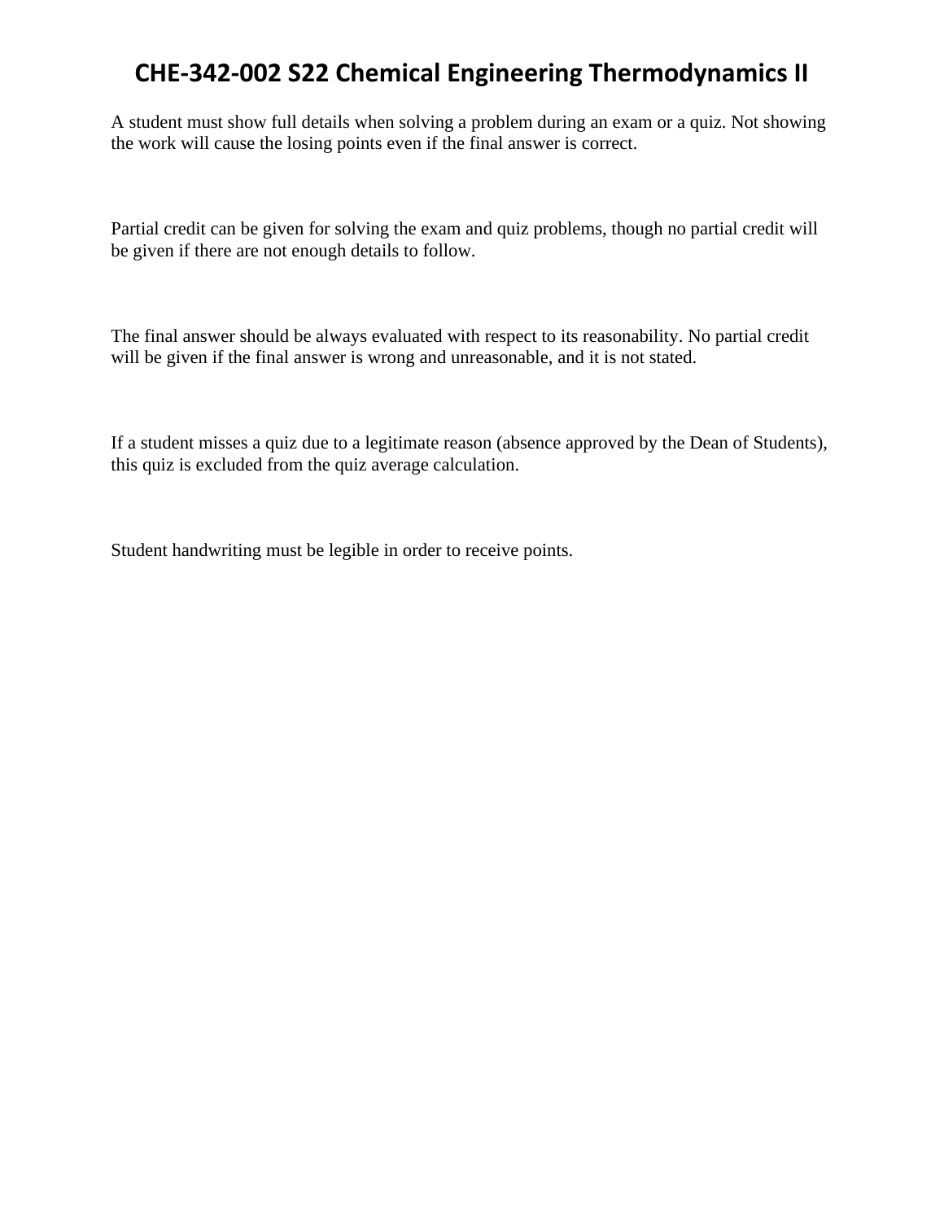# CHE-342-002 S22 Chemical Engineering Thermodynamics II

A student must show full details when solving a problem during an exam or a quiz. Not showing the work will cause the losing points even if the final answer is correct.

Partial credit can be given for solving the exam and quiz problems, though no partial credit will be given if there are not enough details to follow.

The final answer should be always evaluated with respect to its reasonability. No partial credit will be given if the final answer is wrong and unreasonable, and it is not stated.

If a student misses a quiz due to a legitimate reason (absence approved by the Dean of Students), this quiz is excluded from the quiz average calculation.

Student handwriting must be legible in order to receive points.